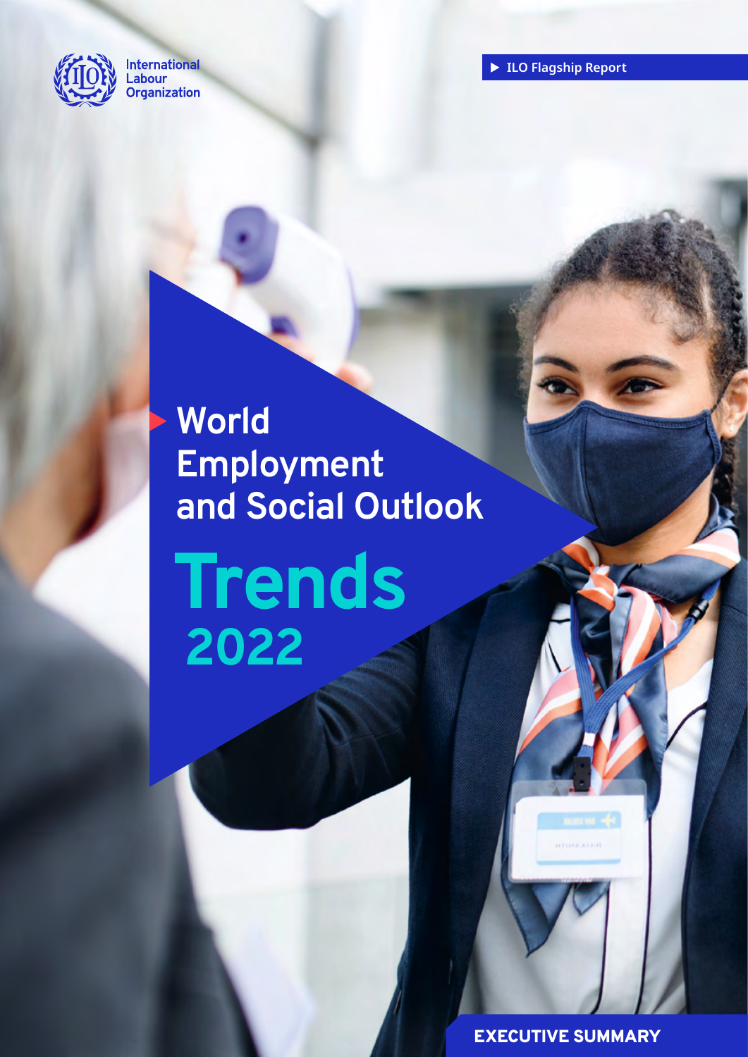International Labour Organization

ILO Flagship Report

# World Employment and Social Outlook

# Trends 2022

**EXECUTIVE SUMMARY**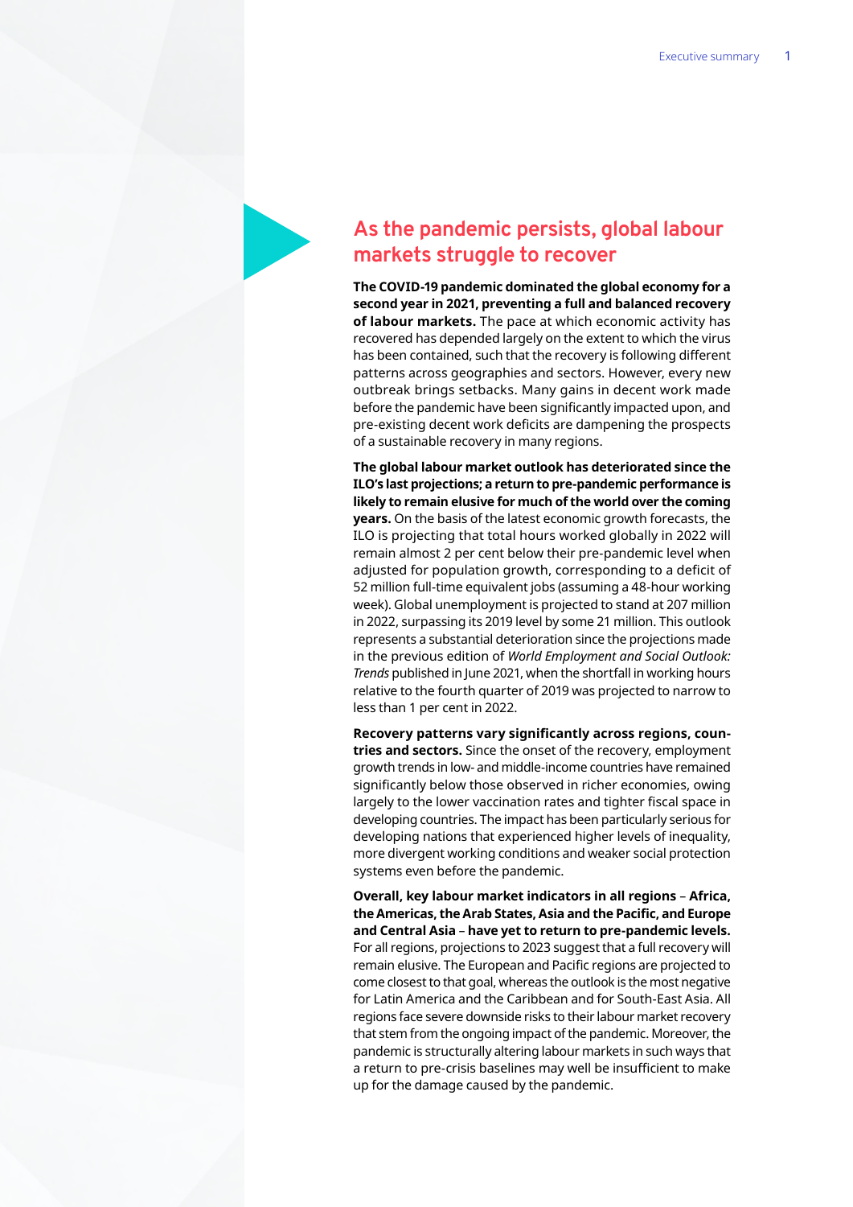## As the pandemic persists, global labour markets struggle to recover

**The COVID-19 pandemic dominated the global economy for a second year in 2021, preventing a full and balanced recovery of labour markets.** The pace at which economic activity has recovered has depended largely on the extent to which the virus has been contained, such that the recovery is following different patterns across geographies and sectors. However, every new outbreak brings setbacks. Many gains in decent work made before the pandemic have been significantly impacted upon, and pre-existing decent work deficits are dampening the prospects of a sustainable recovery in many regions.

**The global labour market outlook has deteriorated since the ILO's last projections; a return to pre-pandemic performance is likely to remain elusive for much of the world over the coming years.** On the basis of the latest economic growth forecasts, the ILO is projecting that total hours worked globally in 2022 will remain almost 2 per cent below their pre-pandemic level when adjusted for population growth, corresponding to a deficit of 52 million full-time equivalent jobs (assuming a 48-hour working week). Global unemployment is projected to stand at 207 million in 2022, surpassing its 2019 level by some 21 million. This outlook represents a substantial deterioration since the projections made in the previous edition of *World Employment and Social Outlook: Trends* published in June 2021, when the shortfall in working hours relative to the fourth quarter of 2019 was projected to narrow to less than 1 per cent in 2022.

**Recovery patterns vary significantly across regions, countries and sectors.** Since the onset of the recovery, employment growth trends in low- and middle-income countries have remained significantly below those observed in richer economies, owing largely to the lower vaccination rates and tighter fiscal space in developing countries. The impact has been particularly serious for developing nations that experienced higher levels of inequality, more divergent working conditions and weaker social protection systems even before the pandemic.

**Overall, key labour market indicators in all regions – Africa, the Americas, the Arab States, Asia and the Pacific, and Europe and Central Asia – have yet to return to pre-pandemic levels.** For all regions, projections to 2023 suggest that a full recovery will remain elusive. The European and Pacific regions are projected to come closest to that goal, whereas the outlook is the most negative for Latin America and the Caribbean and for South-East Asia. All regions face severe downside risks to their labour market recovery that stem from the ongoing impact of the pandemic. Moreover, the pandemic is structurally altering labour markets in such ways that a return to pre-crisis baselines may well be insufficient to make up for the damage caused by the pandemic.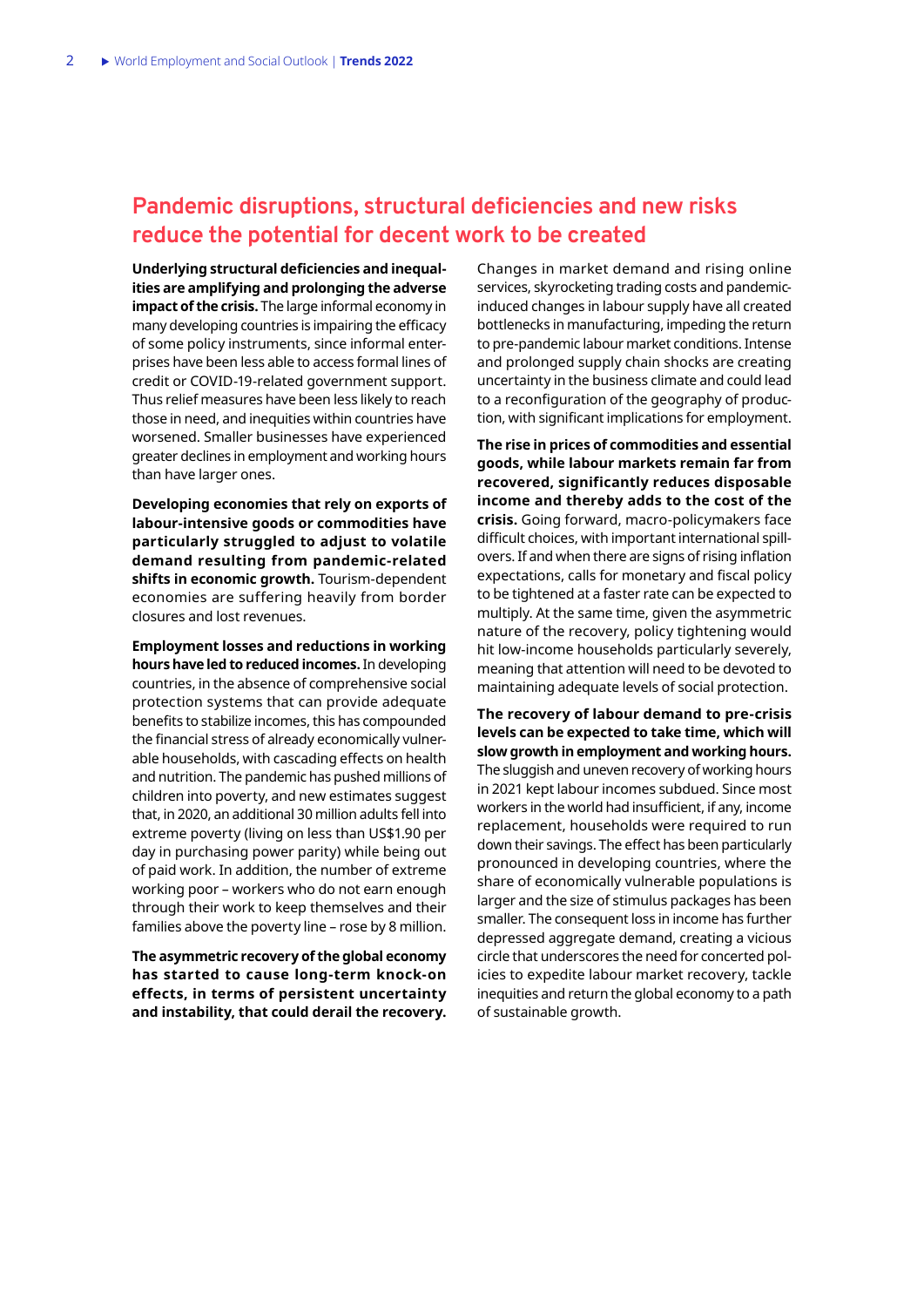## Pandemic disruptions, structural deficiencies and new risks reduce the potential for decent work to be created

**Underlying structural deficiencies and inequalities are amplifying and prolonging the adverse impact of the crisis.** The large informal economy in many developing countries is impairing the efficacy of some policy instruments, since informal enterprises have been less able to access formal lines of credit or COVID-19-related government support. Thus relief measures have been less likely to reach those in need, and inequities within countries have worsened. Smaller businesses have experienced greater declines in employment and working hours than have larger ones.

**Developing economies that rely on exports of labour-intensive goods or commodities have particularly struggled to adjust to volatile demand resulting from pandemic-related shifts in economic growth.** Tourism-dependent economies are suffering heavily from border closures and lost revenues.

**Employment losses and reductions in working hours have led to reduced incomes.** In developing countries, in the absence of comprehensive social protection systems that can provide adequate benefits to stabilize incomes, this has compounded the financial stress of already economically vulnerable households, with cascading effects on health and nutrition. The pandemic has pushed millions of children into poverty, and new estimates suggest that, in 2020, an additional 30 million adults fell into extreme poverty (living on less than US$1.90 per day in purchasing power parity) while being out of paid work. In addition, the number of extreme working poor – workers who do not earn enough through their work to keep themselves and their families above the poverty line – rose by 8 million.

**The asymmetric recovery of the global economy has started to cause long-term knock-on effects, in terms of persistent uncertainty and instability, that could derail the recovery.** Changes in market demand and rising online services, skyrocketing trading costs and pandemic-induced changes in labour supply have all created bottlenecks in manufacturing, impeding the return to pre-pandemic labour market conditions. Intense and prolonged supply chain shocks are creating uncertainty in the business climate and could lead to a reconfiguration of the geography of production, with significant implications for employment.

**The rise in prices of commodities and essential goods, while labour markets remain far from recovered, significantly reduces disposable income and thereby adds to the cost of the crisis.** Going forward, macro-policymakers face difficult choices, with important international spillovers. If and when there are signs of rising inflation expectations, calls for monetary and fiscal policy to be tightened at a faster rate can be expected to multiply. At the same time, given the asymmetric nature of the recovery, policy tightening would hit low-income households particularly severely, meaning that attention will need to be devoted to maintaining adequate levels of social protection.

**The recovery of labour demand to pre-crisis levels can be expected to take time, which will slow growth in employment and working hours.** The sluggish and uneven recovery of working hours in 2021 kept labour incomes subdued. Since most workers in the world had insufficient, if any, income replacement, households were required to run down their savings. The effect has been particularly pronounced in developing countries, where the share of economically vulnerable populations is larger and the size of stimulus packages has been smaller. The consequent loss in income has further depressed aggregate demand, creating a vicious circle that underscores the need for concerted policies to expedite labour market recovery, tackle inequities and return the global economy to a path of sustainable growth.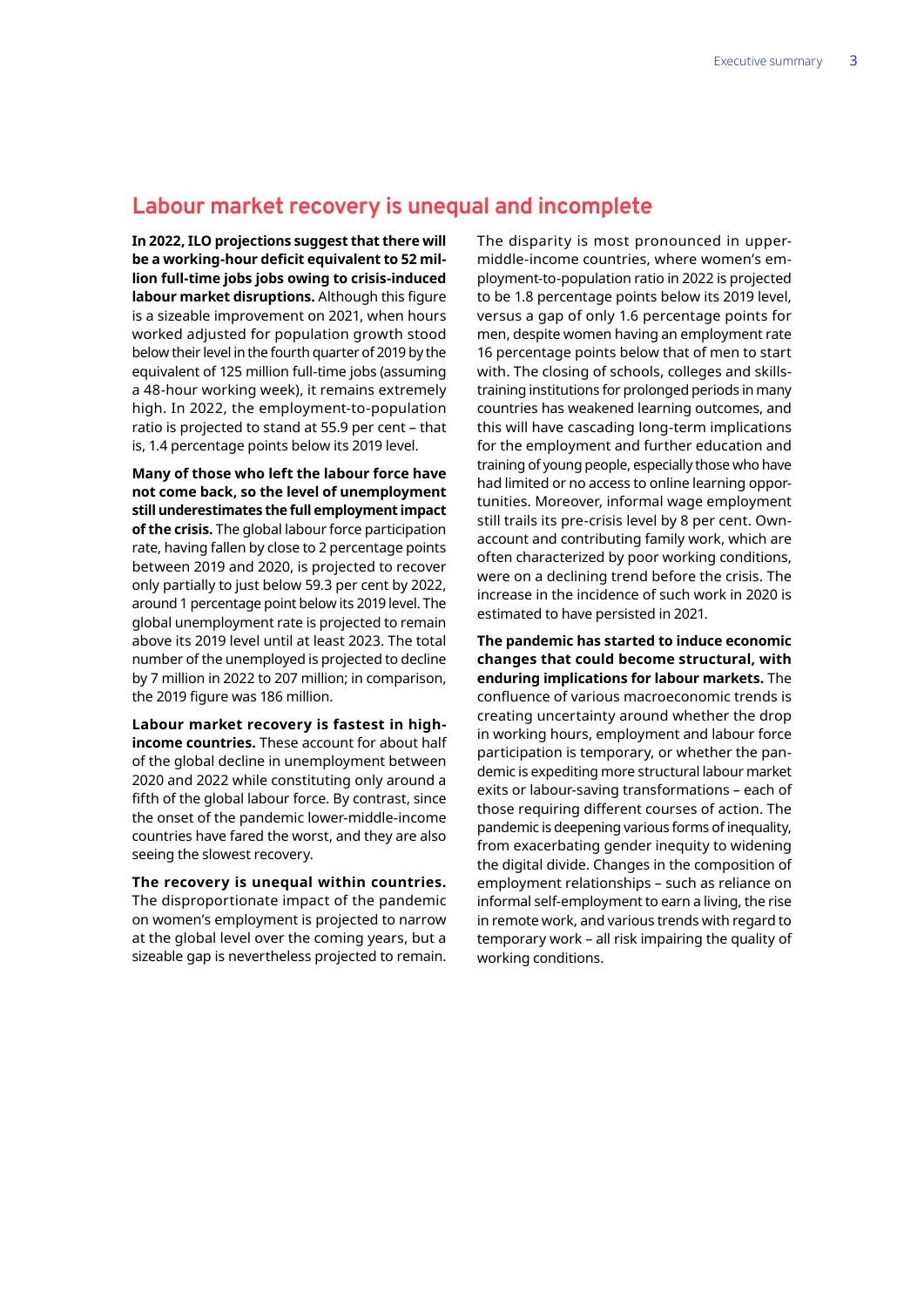## Labour market recovery is unequal and incomplete

**In 2022, ILO projections suggest that there will be a working-hour deficit equivalent to 52 million full-time jobs jobs owing to crisis-induced labour market disruptions.** Although this figure is a sizeable improvement on 2021, when hours worked adjusted for population growth stood below their level in the fourth quarter of 2019 by the equivalent of 125 million full-time jobs (assuming a 48-hour working week), it remains extremely high. In 2022, the employment-to-population ratio is projected to stand at 55.9 per cent – that is, 1.4 percentage points below its 2019 level.

**Many of those who left the labour force have not come back, so the level of unemployment still underestimates the full employment impact of the crisis.** The global labour force participation rate, having fallen by close to 2 percentage points between 2019 and 2020, is projected to recover only partially to just below 59.3 per cent by 2022, around 1 percentage point below its 2019 level. The global unemployment rate is projected to remain above its 2019 level until at least 2023. The total number of the unemployed is projected to decline by 7 million in 2022 to 207 million; in comparison, the 2019 figure was 186 million.

**Labour market recovery is fastest in high-income countries.** These account for about half of the global decline in unemployment between 2020 and 2022 while constituting only around a fifth of the global labour force. By contrast, since the onset of the pandemic lower-middle-income countries have fared the worst, and they are also seeing the slowest recovery.

**The recovery is unequal within countries.** The disproportionate impact of the pandemic on women's employment is projected to narrow at the global level over the coming years, but a sizeable gap is nevertheless projected to remain. The disparity is most pronounced in upper-middle-income countries, where women's employment-to-population ratio in 2022 is projected to be 1.8 percentage points below its 2019 level, versus a gap of only 1.6 percentage points for men, despite women having an employment rate 16 percentage points below that of men to start with. The closing of schools, colleges and skills-training institutions for prolonged periods in many countries has weakened learning outcomes, and this will have cascading long-term implications for the employment and further education and training of young people, especially those who have had limited or no access to online learning opportunities. Moreover, informal wage employment still trails its pre-crisis level by 8 per cent. Own-account and contributing family work, which are often characterized by poor working conditions, were on a declining trend before the crisis. The increase in the incidence of such work in 2020 is estimated to have persisted in 2021.

**The pandemic has started to induce economic changes that could become structural, with enduring implications for labour markets.** The confluence of various macroeconomic trends is creating uncertainty around whether the drop in working hours, employment and labour force participation is temporary, or whether the pandemic is expediting more structural labour market exits or labour-saving transformations – each of those requiring different courses of action. The pandemic is deepening various forms of inequality, from exacerbating gender inequity to widening the digital divide. Changes in the composition of employment relationships – such as reliance on informal self-employment to earn a living, the rise in remote work, and various trends with regard to temporary work – all risk impairing the quality of working conditions.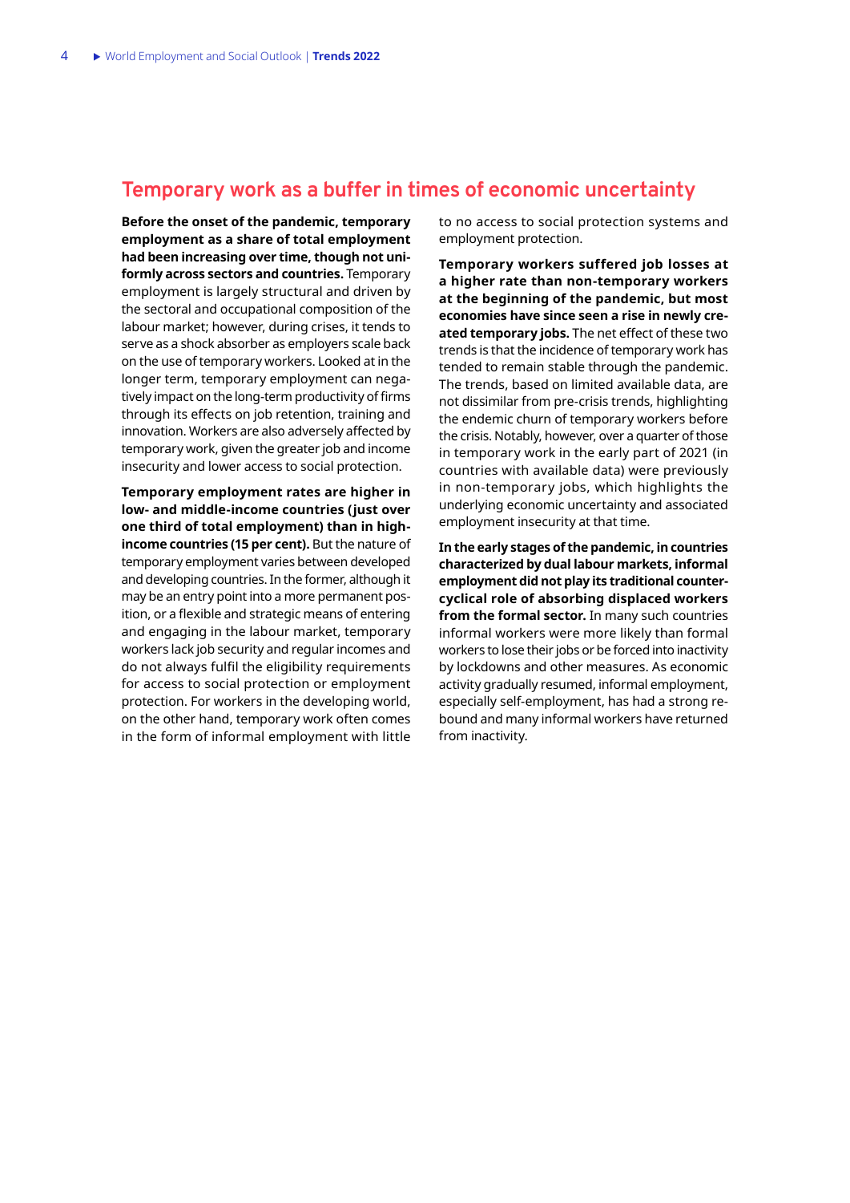## Temporary work as a buffer in times of economic uncertainty

**Before the onset of the pandemic, temporary employment as a share of total employment had been increasing over time, though not uniformly across sectors and countries.** Temporary employment is largely structural and driven by the sectoral and occupational composition of the labour market; however, during crises, it tends to serve as a shock absorber as employers scale back on the use of temporary workers. Looked at in the longer term, temporary employment can negatively impact on the long-term productivity of firms through its effects on job retention, training and innovation. Workers are also adversely affected by temporary work, given the greater job and income insecurity and lower access to social protection.

**Temporary employment rates are higher in low- and middle-income countries (just over one third of total employment) than in high-income countries (15 per cent).** But the nature of temporary employment varies between developed and developing countries. In the former, although it may be an entry point into a more permanent position, or a flexible and strategic means of entering and engaging in the labour market, temporary workers lack job security and regular incomes and do not always fulfil the eligibility requirements for access to social protection or employment protection. For workers in the developing world, on the other hand, temporary work often comes in the form of informal employment with little to no access to social protection systems and employment protection.

**Temporary workers suffered job losses at a higher rate than non-temporary workers at the beginning of the pandemic, but most economies have since seen a rise in newly created temporary jobs.** The net effect of these two trends is that the incidence of temporary work has tended to remain stable through the pandemic. The trends, based on limited available data, are not dissimilar from pre-crisis trends, highlighting the endemic churn of temporary workers before the crisis. Notably, however, over a quarter of those in temporary work in the early part of 2021 (in countries with available data) were previously in non-temporary jobs, which highlights the underlying economic uncertainty and associated employment insecurity at that time.

**In the early stages of the pandemic, in countries characterized by dual labour markets, informal employment did not play its traditional countercyclical role of absorbing displaced workers from the formal sector.** In many such countries informal workers were more likely than formal workers to lose their jobs or be forced into inactivity by lockdowns and other measures. As economic activity gradually resumed, informal employment, especially self-employment, has had a strong rebound and many informal workers have returned from inactivity.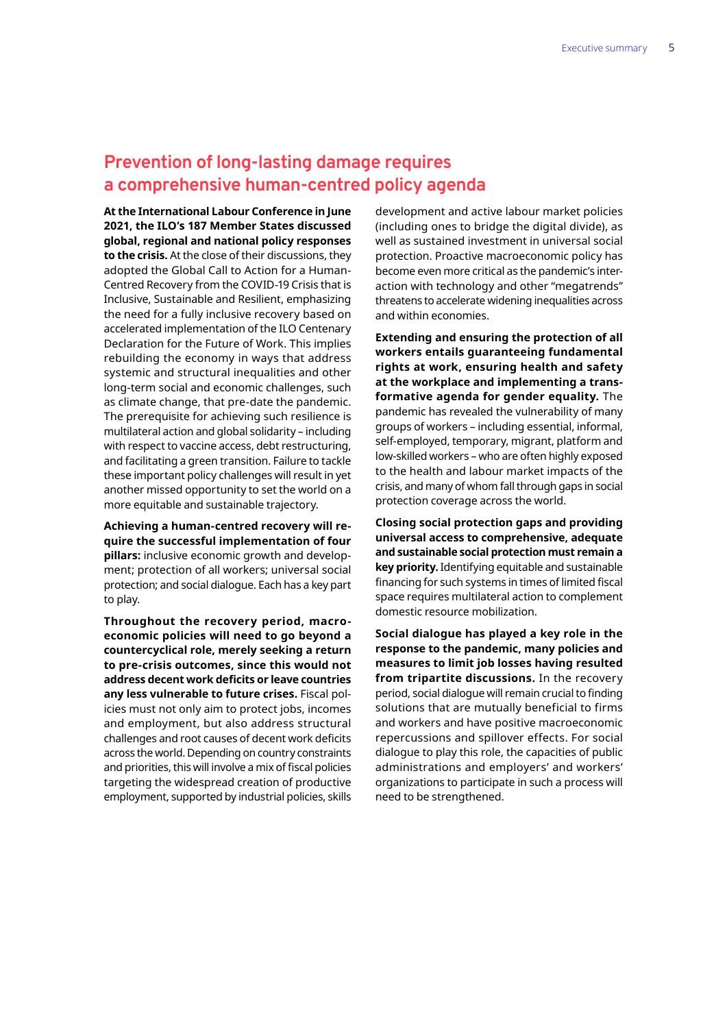## Prevention of long-lasting damage requires a comprehensive human-centred policy agenda

**At the International Labour Conference in June 2021, the ILO's 187 Member States discussed global, regional and national policy responses to the crisis.** At the close of their discussions, they adopted the Global Call to Action for a Human-Centred Recovery from the COVID-19 Crisis that is Inclusive, Sustainable and Resilient, emphasizing the need for a fully inclusive recovery based on accelerated implementation of the ILO Centenary Declaration for the Future of Work. This implies rebuilding the economy in ways that address systemic and structural inequalities and other long-term social and economic challenges, such as climate change, that pre-date the pandemic. The prerequisite for achieving such resilience is multilateral action and global solidarity – including with respect to vaccine access, debt restructuring, and facilitating a green transition. Failure to tackle these important policy challenges will result in yet another missed opportunity to set the world on a more equitable and sustainable trajectory.

**Achieving a human-centred recovery will require the successful implementation of four pillars:** inclusive economic growth and development; protection of all workers; universal social protection; and social dialogue. Each has a key part to play.

**Throughout the recovery period, macroeconomic policies will need to go beyond a countercyclical role, merely seeking a return to pre-crisis outcomes, since this would not address decent work deficits or leave countries any less vulnerable to future crises.** Fiscal policies must not only aim to protect jobs, incomes and employment, but also address structural challenges and root causes of decent work deficits across the world. Depending on country constraints and priorities, this will involve a mix of fiscal policies targeting the widespread creation of productive employment, supported by industrial policies, skills development and active labour market policies (including ones to bridge the digital divide), as well as sustained investment in universal social protection. Proactive macroeconomic policy has become even more critical as the pandemic's interaction with technology and other "megatrends" threatens to accelerate widening inequalities across and within economies.

**Extending and ensuring the protection of all workers entails guaranteeing fundamental rights at work, ensuring health and safety at the workplace and implementing a transformative agenda for gender equality.** The pandemic has revealed the vulnerability of many groups of workers – including essential, informal, self-employed, temporary, migrant, platform and low-skilled workers – who are often highly exposed to the health and labour market impacts of the crisis, and many of whom fall through gaps in social protection coverage across the world.

**Closing social protection gaps and providing universal access to comprehensive, adequate and sustainable social protection must remain a key priority.** Identifying equitable and sustainable financing for such systems in times of limited fiscal space requires multilateral action to complement domestic resource mobilization.

**Social dialogue has played a key role in the response to the pandemic, many policies and measures to limit job losses having resulted from tripartite discussions.** In the recovery period, social dialogue will remain crucial to finding solutions that are mutually beneficial to firms and workers and have positive macroeconomic repercussions and spillover effects. For social dialogue to play this role, the capacities of public administrations and employers' and workers' organizations to participate in such a process will need to be strengthened.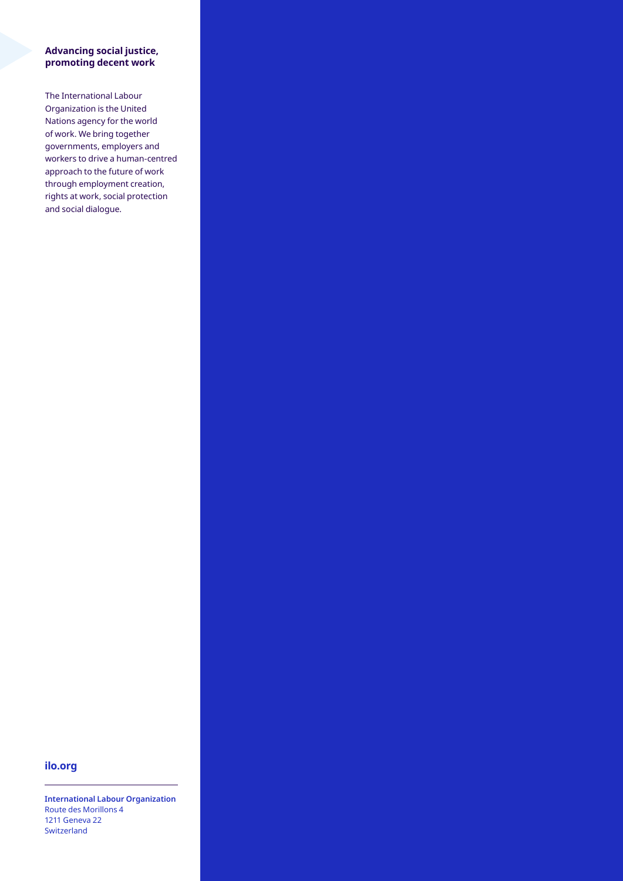**Advancing social justice, promoting decent work**

The International Labour Organization is the United Nations agency for the world of work. We bring together governments, employers and workers to drive a human-centred approach to the future of work through employment creation, rights at work, social protection and social dialogue.

**ilo.org**

**International Labour Organization**
Route des Morillons 4
1211 Geneva 22
Switzerland